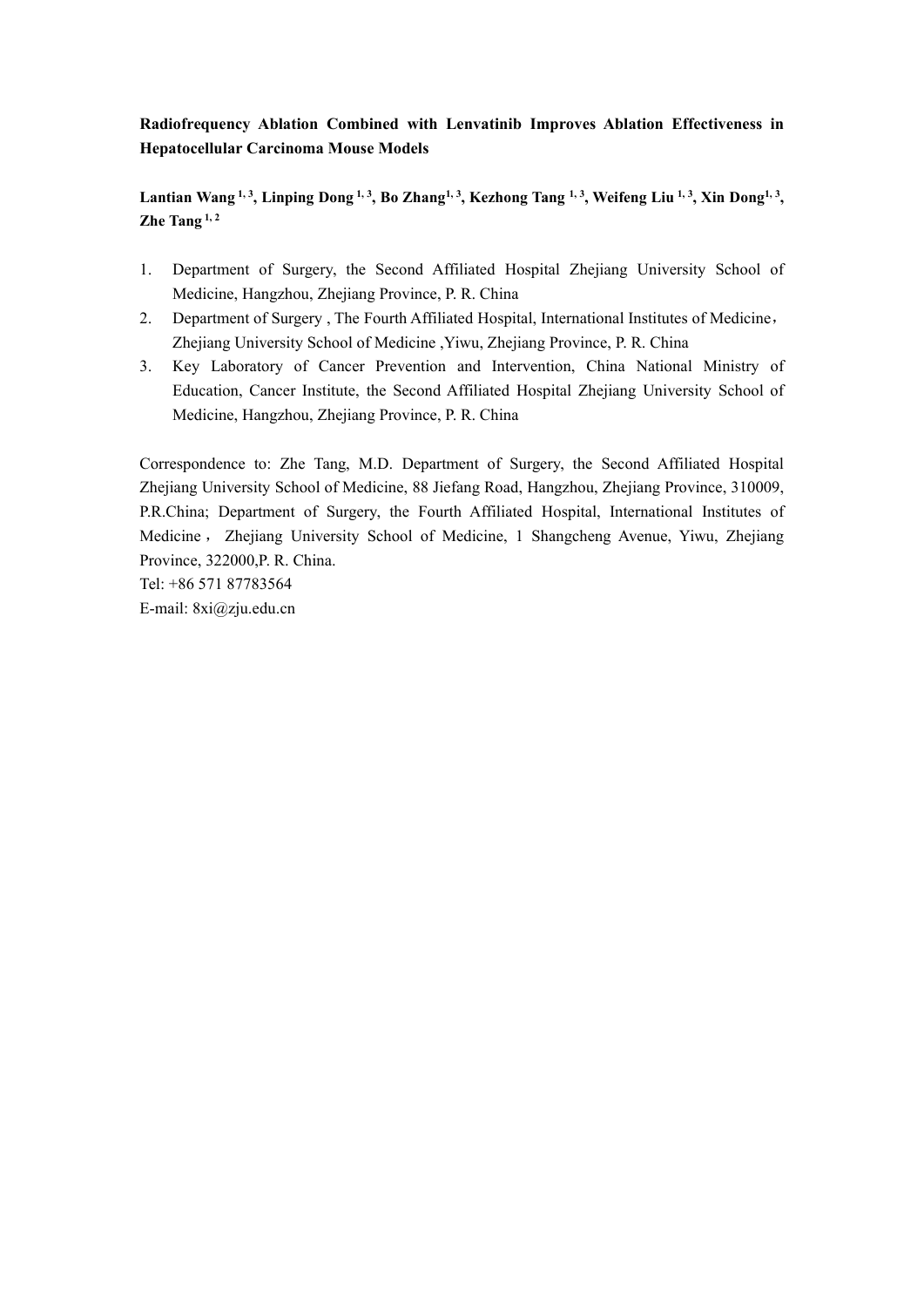**Radiofrequency Ablation Combined with Lenvatinib Improves Ablation Effectiveness in Hepatocellular Carcinoma Mouse Models**

**Lantian Wang [1, 3], Linping Dong [1, 3], Bo Zhang[1, 3], Kezhong Tang [1, 3], Weifeng Liu [1, 3], Xin Dong[1, 3], Zhe Tang [1, 2]**

1. Department of Surgery, the Second Affiliated Hospital Zhejiang University School of Medicine, Hangzhou, Zhejiang Province, P. R. China
2. Department of Surgery , The Fourth Affiliated Hospital, International Institutes of Medicine， Zhejiang University School of Medicine ,Yiwu, Zhejiang Province, P. R. China
3. Key Laboratory of Cancer Prevention and Intervention, China National Ministry of Education, Cancer Institute, the Second Affiliated Hospital Zhejiang University School of Medicine, Hangzhou, Zhejiang Province, P. R. China

Correspondence to: Zhe Tang, M.D. Department of Surgery, the Second Affiliated Hospital Zhejiang University School of Medicine, 88 Jiefang Road, Hangzhou, Zhejiang Province, 310009, P.R.China; Department of Surgery, the Fourth Affiliated Hospital, International Institutes of Medicine， Zhejiang University School of Medicine, 1 Shangcheng Avenue, Yiwu, Zhejiang Province, 322000,P. R. China.

Tel: +86 571 87783564

E-mail: 8xi@zju.edu.cn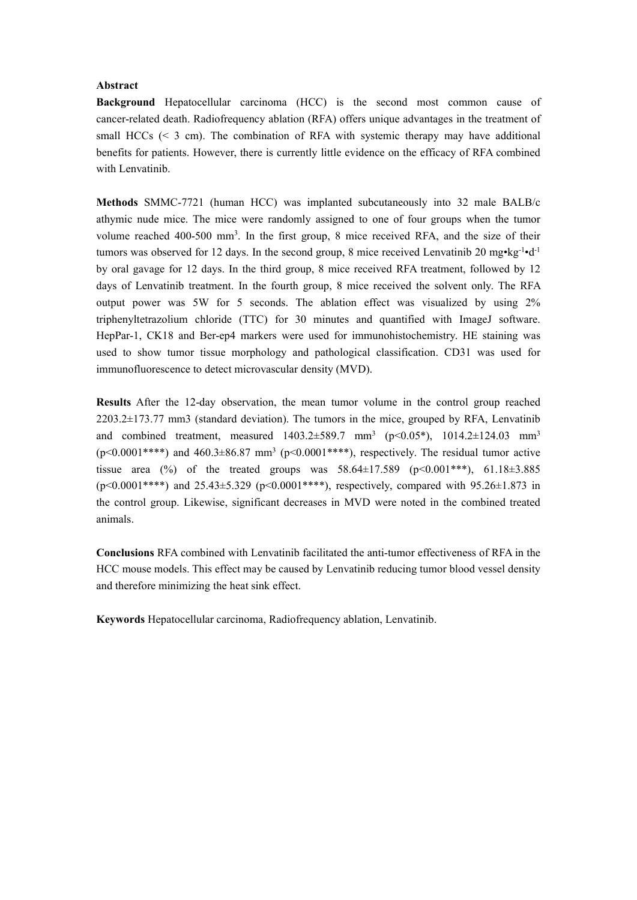## Abstract

**Background** Hepatocellular carcinoma (HCC) is the second most common cause of cancer-related death. Radiofrequency ablation (RFA) offers unique advantages in the treatment of small HCCs (< 3 cm). The combination of RFA with systemic therapy may have additional benefits for patients. However, there is currently little evidence on the efficacy of RFA combined with Lenvatinib.

**Methods** SMMC-7721 (human HCC) was implanted subcutaneously into 32 male BALB/c athymic nude mice. The mice were randomly assigned to one of four groups when the tumor volume reached 400-500 $mm^3$. In the first group, 8 mice received RFA, and the size of their tumors was observed for 12 days. In the second group, 8 mice received Lenvatinib 20 $mg{\bullet}kg^{-1}{\bullet}d^{-1}$ by oral gavage for 12 days. In the third group, 8 mice received RFA treatment, followed by 12 days of Lenvatinib treatment. In the fourth group, 8 mice received the solvent only. The RFA output power was 5W for 5 seconds. The ablation effect was visualized by using 2% triphenyltetrazolium chloride (TTC) for 30 minutes and quantified with ImageJ software. HepPar-1, CK18 and Ber-ep4 markers were used for immunohistochemistry. HE staining was used to show tumor tissue morphology and pathological classification. CD31 was used for immunofluorescence to detect microvascular density (MVD).

**Results** After the 12-day observation, the mean tumor volume in the control group reached 2203.2±173.77 mm3 (standard deviation). The tumors in the mice, grouped by RFA, Lenvatinib and combined treatment, measured 1403.2±589.7 $mm^3$ ($p<0.05$*), 1014.2±124.03 $mm^3$ ($p<0.0001$****) and 460.3±86.87 $mm^3$ ($p<0.0001$****), respectively. The residual tumor active tissue area (%) of the treated groups was 58.64±17.589 ($p<0.001$***), 61.18±3.885 ($p<0.0001$****) and 25.43±5.329 ($p<0.0001$****), respectively, compared with 95.26±1.873 in the control group. Likewise, significant decreases in MVD were noted in the combined treated animals.

**Conclusions** RFA combined with Lenvatinib facilitated the anti-tumor effectiveness of RFA in the HCC mouse models. This effect may be caused by Lenvatinib reducing tumor blood vessel density and therefore minimizing the heat sink effect.

**Keywords** Hepatocellular carcinoma, Radiofrequency ablation, Lenvatinib.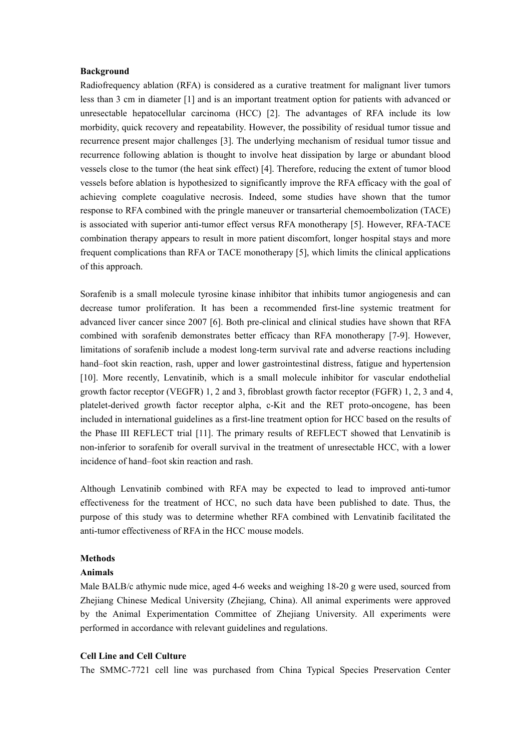**Background**

Radiofrequency ablation (RFA) is considered as a curative treatment for malignant liver tumors less than 3 cm in diameter [1] and is an important treatment option for patients with advanced or unresectable hepatocellular carcinoma (HCC) [2]. The advantages of RFA include its low morbidity, quick recovery and repeatability. However, the possibility of residual tumor tissue and recurrence present major challenges [3]. The underlying mechanism of residual tumor tissue and recurrence following ablation is thought to involve heat dissipation by large or abundant blood vessels close to the tumor (the heat sink effect) [4]. Therefore, reducing the extent of tumor blood vessels before ablation is hypothesized to significantly improve the RFA efficacy with the goal of achieving complete coagulative necrosis. Indeed, some studies have shown that the tumor response to RFA combined with the pringle maneuver or transarterial chemoembolization (TACE) is associated with superior anti-tumor effect versus RFA monotherapy [5]. However, RFA-TACE combination therapy appears to result in more patient discomfort, longer hospital stays and more frequent complications than RFA or TACE monotherapy [5], which limits the clinical applications of this approach.

Sorafenib is a small molecule tyrosine kinase inhibitor that inhibits tumor angiogenesis and can decrease tumor proliferation. It has been a recommended first-line systemic treatment for advanced liver cancer since 2007 [6]. Both pre-clinical and clinical studies have shown that RFA combined with sorafenib demonstrates better efficacy than RFA monotherapy [7-9]. However, limitations of sorafenib include a modest long-term survival rate and adverse reactions including hand–foot skin reaction, rash, upper and lower gastrointestinal distress, fatigue and hypertension [10]. More recently, Lenvatinib, which is a small molecule inhibitor for vascular endothelial growth factor receptor (VEGFR) 1, 2 and 3, fibroblast growth factor receptor (FGFR) 1, 2, 3 and 4, platelet-derived growth factor receptor alpha, c-Kit and the RET proto-oncogene, has been included in international guidelines as a first-line treatment option for HCC based on the results of the Phase III REFLECT trial [11]. The primary results of REFLECT showed that Lenvatinib is non-inferior to sorafenib for overall survival in the treatment of unresectable HCC, with a lower incidence of hand–foot skin reaction and rash.

Although Lenvatinib combined with RFA may be expected to lead to improved anti-tumor effectiveness for the treatment of HCC, no such data have been published to date. Thus, the purpose of this study was to determine whether RFA combined with Lenvatinib facilitated the anti-tumor effectiveness of RFA in the HCC mouse models.

**Methods**

**Animals**

Male BALB/c athymic nude mice, aged 4-6 weeks and weighing 18-20 g were used, sourced from Zhejiang Chinese Medical University (Zhejiang, China). All animal experiments were approved by the Animal Experimentation Committee of Zhejiang University. All experiments were performed in accordance with relevant guidelines and regulations.

**Cell Line and Cell Culture**

The SMMC-7721 cell line was purchased from China Typical Species Preservation Center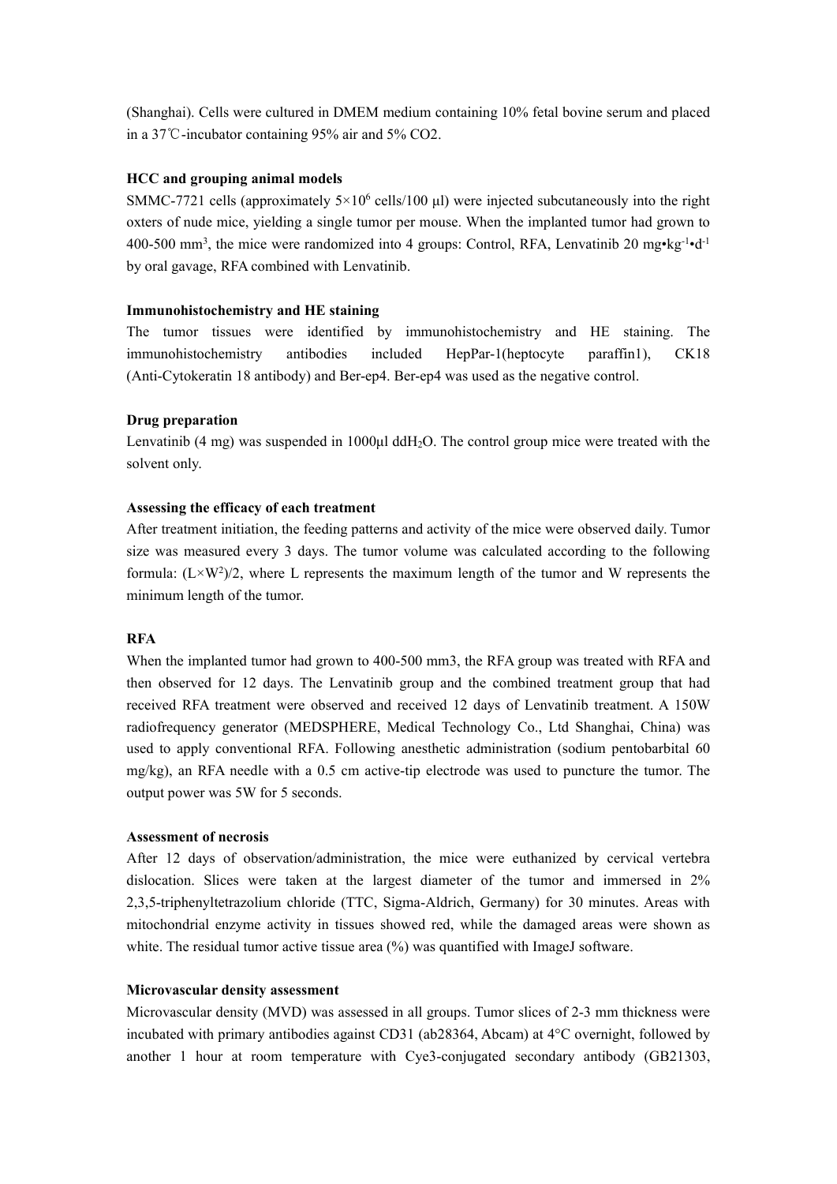(Shanghai). Cells were cultured in DMEM medium containing 10% fetal bovine serum and placed in a 37℃-incubator containing 95% air and 5% CO2.

**HCC and grouping animal models**

SMMC-7721 cells (approximately $5\times10^6$ cells/100 μl) were injected subcutaneously into the right oxters of nude mice, yielding a single tumor per mouse. When the implanted tumor had grown to 400-500 $mm^3$, the mice were randomized into 4 groups: Control, RFA, Lenvatinib 20 $mg\cdot kg^{-1}\cdot d^{-1}$ by oral gavage, RFA combined with Lenvatinib.

**Immunohistochemistry and HE staining**

The tumor tissues were identified by immunohistochemistry and HE staining. The immunohistochemistry antibodies included HepPar-1(heptocyte paraffin1), CK18 (Anti-Cytokeratin 18 antibody) and Ber-ep4. Ber-ep4 was used as the negative control.

**Drug preparation**

Lenvatinib (4 mg) was suspended in 1000μl dd$H_2O$. The control group mice were treated with the solvent only.

**Assessing the efficacy of each treatment**

After treatment initiation, the feeding patterns and activity of the mice were observed daily. Tumor size was measured every 3 days. The tumor volume was calculated according to the following formula: $(L\times W^2)/2$, where L represents the maximum length of the tumor and W represents the minimum length of the tumor.

**RFA**

When the implanted tumor had grown to 400-500 mm3, the RFA group was treated with RFA and then observed for 12 days. The Lenvatinib group and the combined treatment group that had received RFA treatment were observed and received 12 days of Lenvatinib treatment. A 150W radiofrequency generator (MEDSPHERE, Medical Technology Co., Ltd Shanghai, China) was used to apply conventional RFA. Following anesthetic administration (sodium pentobarbital 60 mg/kg), an RFA needle with a 0.5 cm active-tip electrode was used to puncture the tumor. The output power was 5W for 5 seconds.

**Assessment of necrosis**

After 12 days of observation/administration, the mice were euthanized by cervical vertebra dislocation. Slices were taken at the largest diameter of the tumor and immersed in 2% 2,3,5-triphenyltetrazolium chloride (TTC, Sigma-Aldrich, Germany) for 30 minutes. Areas with mitochondrial enzyme activity in tissues showed red, while the damaged areas were shown as white. The residual tumor active tissue area (%) was quantified with ImageJ software.

**Microvascular density assessment**

Microvascular density (MVD) was assessed in all groups. Tumor slices of 2-3 mm thickness were incubated with primary antibodies against CD31 (ab28364, Abcam) at 4°C overnight, followed by another 1 hour at room temperature with Cye3-conjugated secondary antibody (GB21303,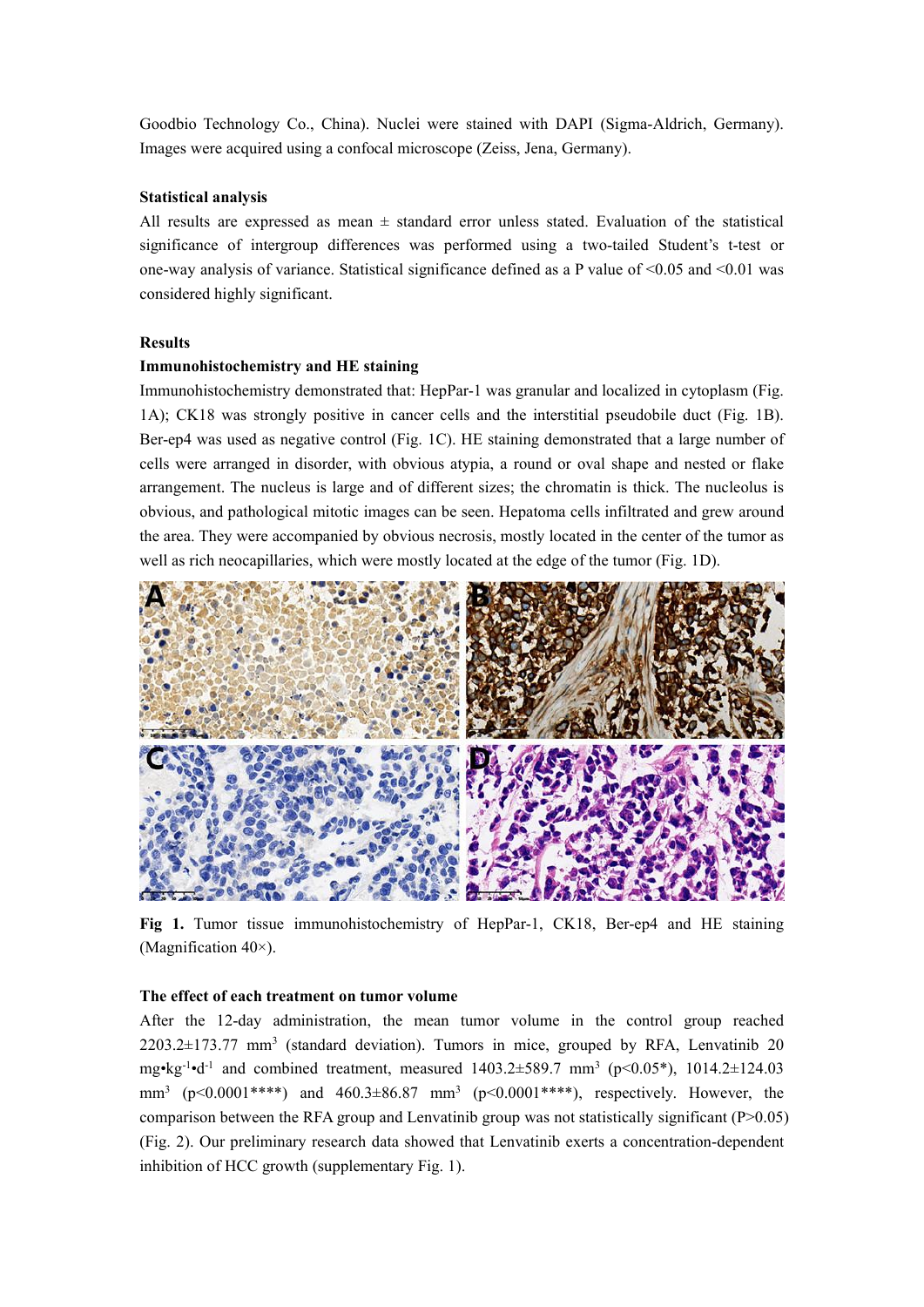Goodbio Technology Co., China). Nuclei were stained with DAPI (Sigma-Aldrich, Germany). Images were acquired using a confocal microscope (Zeiss, Jena, Germany).

**Statistical analysis**

All results are expressed as mean ± standard error unless stated. Evaluation of the statistical significance of intergroup differences was performed using a two-tailed Student's t-test or one-way analysis of variance. Statistical significance defined as a P value of <0.05 and <0.01 was considered highly significant.

**Results**

**Immunohistochemistry and HE staining**

Immunohistochemistry demonstrated that: HepPar-1 was granular and localized in cytoplasm (Fig. 1A); CK18 was strongly positive in cancer cells and the interstitial pseudobile duct (Fig. 1B). Ber-ep4 was used as negative control (Fig. 1C). HE staining demonstrated that a large number of cells were arranged in disorder, with obvious atypia, a round or oval shape and nested or flake arrangement. The nucleus is large and of different sizes; the chromatin is thick. The nucleolus is obvious, and pathological mitotic images can be seen. Hepatoma cells infiltrated and grew around the area. They were accompanied by obvious necrosis, mostly located in the center of the tumor as well as rich neocapillaries, which were mostly located at the edge of the tumor (Fig. 1D).

**Fig 1.** Tumor tissue immunohistochemistry of HepPar-1, CK18, Ber-ep4 and HE staining (Magnification 40×).

**The effect of each treatment on tumor volume**

After the 12-day administration, the mean tumor volume in the control group reached 2203.2±173.77 $mm^3$ (standard deviation). Tumors in mice, grouped by RFA, Lenvatinib 20 $mg \cdot kg^{-1} \cdot d^{-1}$ and combined treatment, measured 1403.2±589.7 $mm^3$ ($p<0.05$*), 1014.2±124.03 $mm^3$ ($p<0.0001$****) and 460.3±86.87 $mm^3$ ($p<0.0001$****), respectively. However, the comparison between the RFA group and Lenvatinib group was not statistically significant ($P>0.05$) (Fig. 2). Our preliminary research data showed that Lenvatinib exerts a concentration-dependent inhibition of HCC growth (supplementary Fig. 1).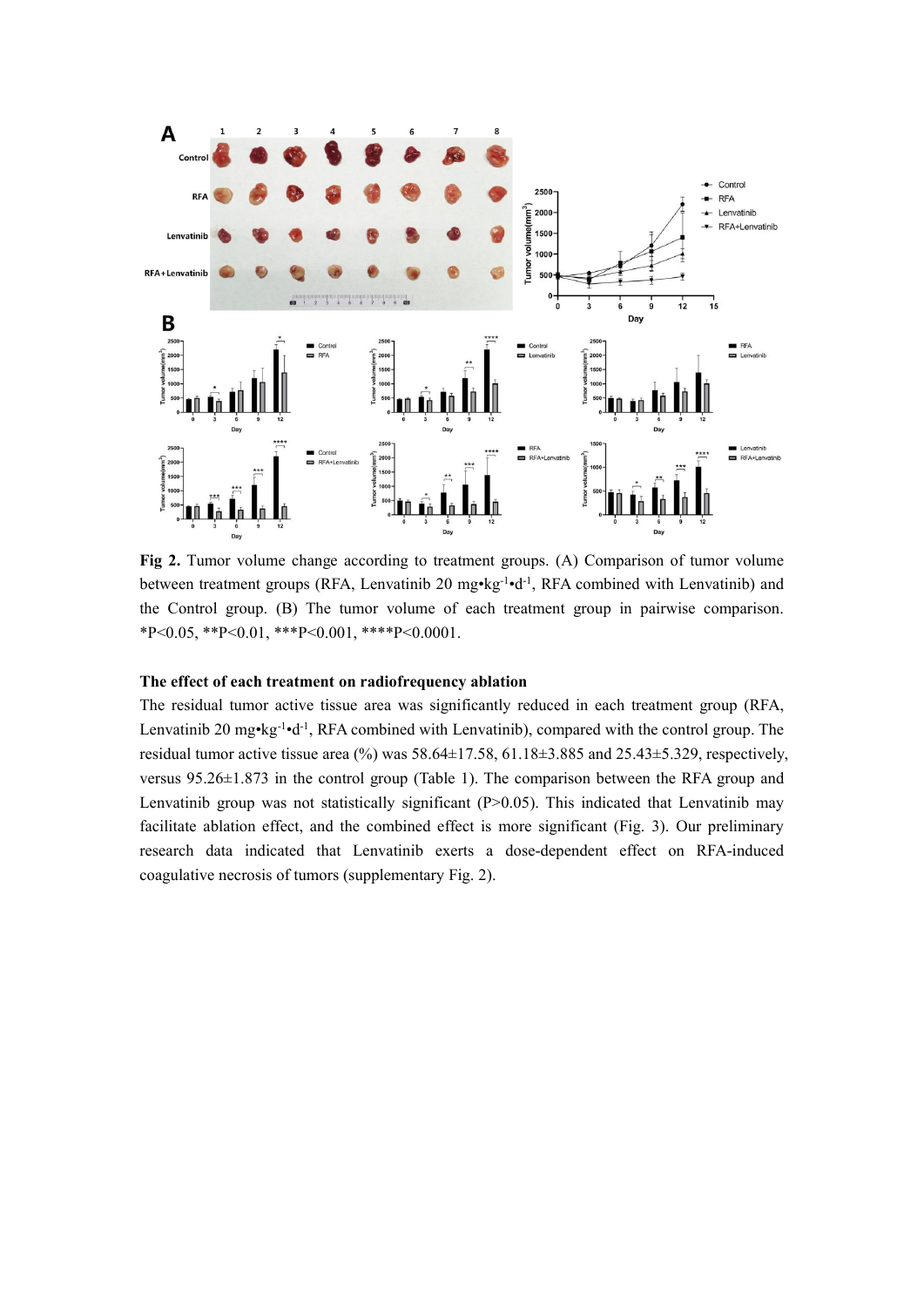**Fig 2.** Tumor volume change according to treatment groups. (A) Comparison of tumor volume between treatment groups (RFA, Lenvatinib 20 mg•kg$^{-1}$•d$^{-1}$, RFA combined with Lenvatinib) and the Control group. (B) The tumor volume of each treatment group in pairwise comparison. *P<0.05, **P<0.01, ***P<0.001, ****P<0.0001.

**The effect of each treatment on radiofrequency ablation**

The residual tumor active tissue area was significantly reduced in each treatment group (RFA, Lenvatinib 20 mg•kg$^{-1}$•d$^{-1}$, RFA combined with Lenvatinib), compared with the control group. The residual tumor active tissue area (%) was 58.64±17.58, 61.18±3.885 and 25.43±5.329, respectively, versus 95.26±1.873 in the control group (Table 1). The comparison between the RFA group and Lenvatinib group was not statistically significant (P>0.05). This indicated that Lenvatinib may facilitate ablation effect, and the combined effect is more significant (Fig. 3). Our preliminary research data indicated that Lenvatinib exerts a dose-dependent effect on RFA-induced coagulative necrosis of tumors (supplementary Fig. 2).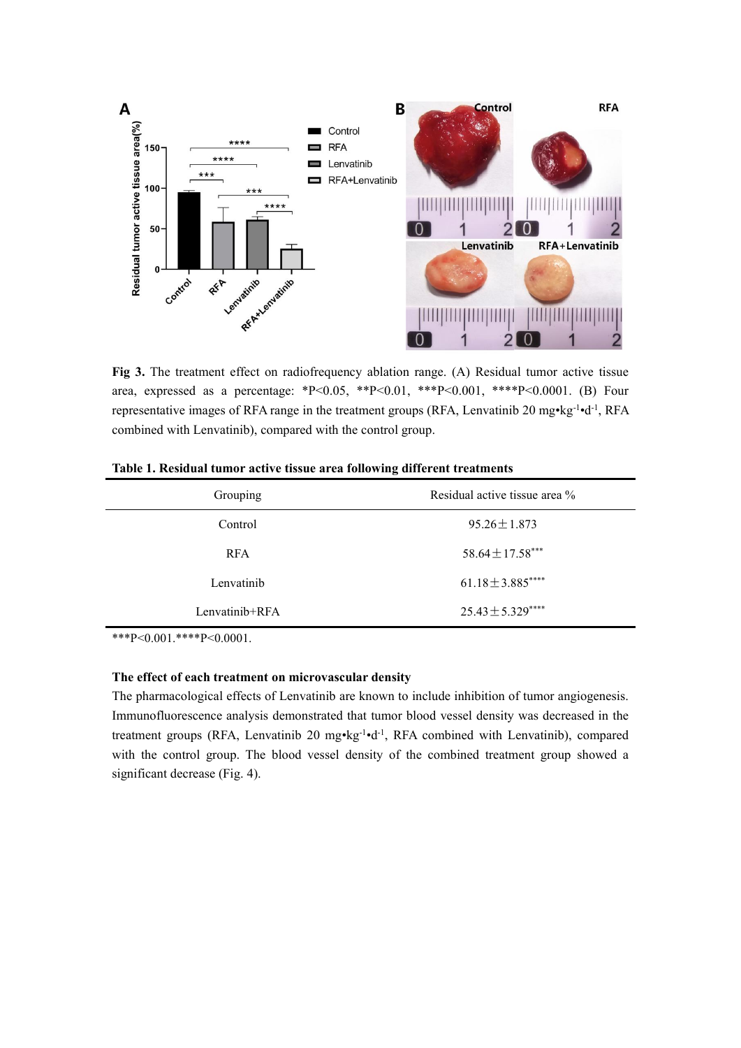**Fig 3.** The treatment effect on radiofrequency ablation range. (A) Residual tumor active tissue area, expressed as a percentage: \*P<0.05, \*\*P<0.01, \*\*\*P<0.001, \*\*\*\*P<0.0001. (B) Four representative images of RFA range in the treatment groups (RFA, Lenvatinib 20 mg•kg$^{-1}$•d$^{-1}$, RFA combined with Lenvatinib), compared with the control group.

**Table 1. Residual tumor active tissue area following different treatments**

| Grouping | Residual active tissue area % |
|---|---|
| Control | 95.26±1.873 |
| RFA | 58.64±17.58*** |
| Lenvatinib | 61.18±3.885**** |
| Lenvatinib+RFA | 25.43±5.329**** |

***P<0.001.****P<0.0001.

**The effect of each treatment on microvascular density**

The pharmacological effects of Lenvatinib are known to include inhibition of tumor angiogenesis. Immunofluorescence analysis demonstrated that tumor blood vessel density was decreased in the treatment groups (RFA, Lenvatinib 20 mg•kg$^{-1}$•d$^{-1}$, RFA combined with Lenvatinib), compared with the control group. The blood vessel density of the combined treatment group showed a significant decrease (Fig. 4).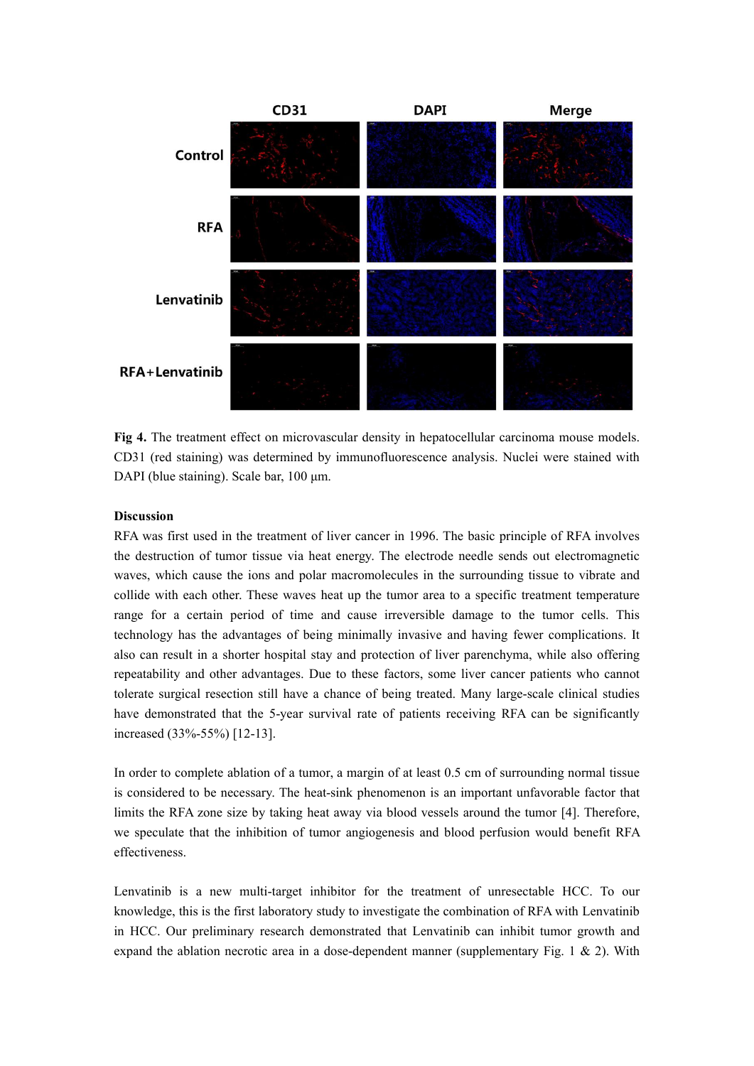**Fig 4.** The treatment effect on microvascular density in hepatocellular carcinoma mouse models. CD31 (red staining) was determined by immunofluorescence analysis. Nuclei were stained with DAPI (blue staining). Scale bar, 100 μm.

**Discussion**

RFA was first used in the treatment of liver cancer in 1996. The basic principle of RFA involves the destruction of tumor tissue via heat energy. The electrode needle sends out electromagnetic waves, which cause the ions and polar macromolecules in the surrounding tissue to vibrate and collide with each other. These waves heat up the tumor area to a specific treatment temperature range for a certain period of time and cause irreversible damage to the tumor cells. This technology has the advantages of being minimally invasive and having fewer complications. It also can result in a shorter hospital stay and protection of liver parenchyma, while also offering repeatability and other advantages. Due to these factors, some liver cancer patients who cannot tolerate surgical resection still have a chance of being treated. Many large-scale clinical studies have demonstrated that the 5-year survival rate of patients receiving RFA can be significantly increased (33%-55%) [12-13].

In order to complete ablation of a tumor, a margin of at least 0.5 cm of surrounding normal tissue is considered to be necessary. The heat-sink phenomenon is an important unfavorable factor that limits the RFA zone size by taking heat away via blood vessels around the tumor [4]. Therefore, we speculate that the inhibition of tumor angiogenesis and blood perfusion would benefit RFA effectiveness.

Lenvatinib is a new multi-target inhibitor for the treatment of unresectable HCC. To our knowledge, this is the first laboratory study to investigate the combination of RFA with Lenvatinib in HCC. Our preliminary research demonstrated that Lenvatinib can inhibit tumor growth and expand the ablation necrotic area in a dose-dependent manner (supplementary Fig. 1 & 2). With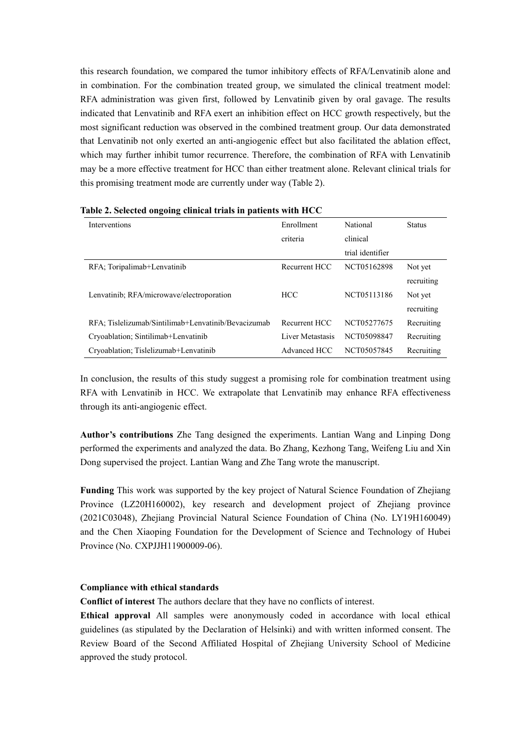this research foundation, we compared the tumor inhibitory effects of RFA/Lenvatinib alone and in combination. For the combination treated group, we simulated the clinical treatment model: RFA administration was given first, followed by Lenvatinib given by oral gavage. The results indicated that Lenvatinib and RFA exert an inhibition effect on HCC growth respectively, but the most significant reduction was observed in the combined treatment group. Our data demonstrated that Lenvatinib not only exerted an anti-angiogenic effect but also facilitated the ablation effect, which may further inhibit tumor recurrence. Therefore, the combination of RFA with Lenvatinib may be a more effective treatment for HCC than either treatment alone. Relevant clinical trials for this promising treatment mode are currently under way (Table 2).

**Table 2. Selected ongoing clinical trials in patients with HCC**

| Interventions | Enrollment criteria | National clinical trial identifier | Status |
|---|---|---|---|
| RFA; Toripalimab+Lenvatinib | Recurrent HCC | NCT05162898 | Not yet recruiting |
| Lenvatinib; RFA/microwave/electroporation | HCC | NCT05113186 | Not yet recruiting |
| RFA; Tislelizumab/Sintilimab+Lenvatinib/Bevacizumab | Recurrent HCC | NCT05277675 | Recruiting |
| Cryoablation; Sintilimab+Lenvatinib | Liver Metastasis | NCT05098847 | Recruiting |
| Cryoablation; Tislelizumab+Lenvatinib | Advanced HCC | NCT05057845 | Recruiting |

In conclusion, the results of this study suggest a promising role for combination treatment using RFA with Lenvatinib in HCC. We extrapolate that Lenvatinib may enhance RFA effectiveness through its anti-angiogenic effect.

**Author's contributions** Zhe Tang designed the experiments. Lantian Wang and Linping Dong performed the experiments and analyzed the data. Bo Zhang, Kezhong Tang, Weifeng Liu and Xin Dong supervised the project. Lantian Wang and Zhe Tang wrote the manuscript.

**Funding** This work was supported by the key project of Natural Science Foundation of Zhejiang Province (LZ20H160002), key research and development project of Zhejiang province (2021C03048), Zhejiang Provincial Natural Science Foundation of China (No. LY19H160049) and the Chen Xiaoping Foundation for the Development of Science and Technology of Hubei Province (No. CXPJJH11900009-06).

**Compliance with ethical standards**

**Conflict of interest** The authors declare that they have no conflicts of interest.

**Ethical approval** All samples were anonymously coded in accordance with local ethical guidelines (as stipulated by the Declaration of Helsinki) and with written informed consent. The Review Board of the Second Affiliated Hospital of Zhejiang University School of Medicine approved the study protocol.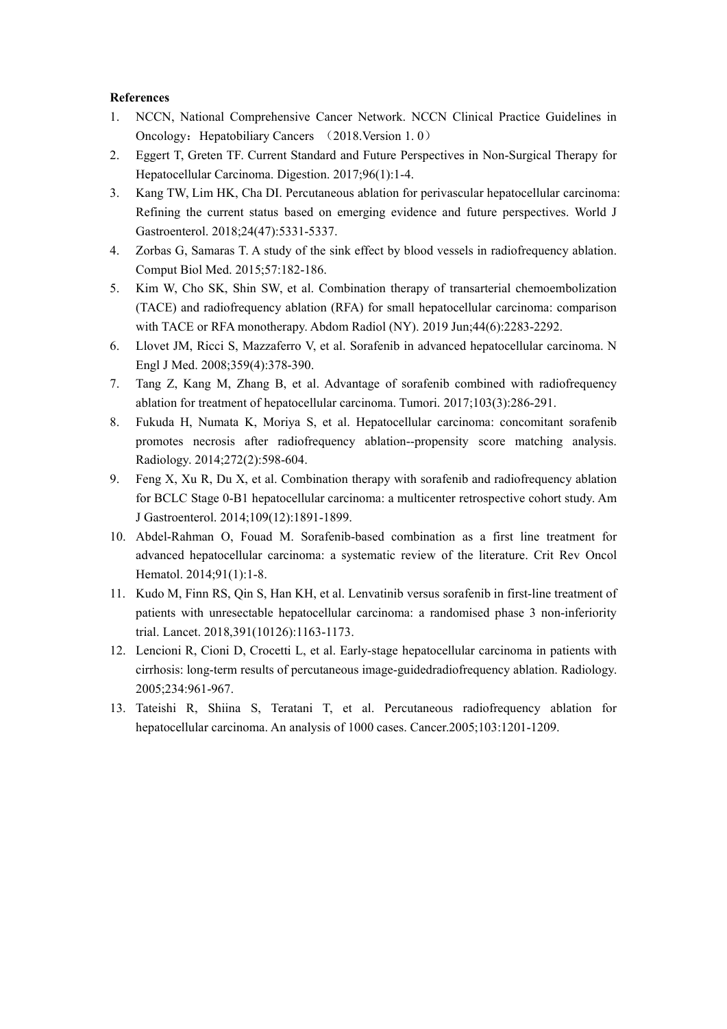**References**

1. NCCN, National Comprehensive Cancer Network. NCCN Clinical Practice Guidelines in Oncology：Hepatobiliary Cancers （2018.Version 1. 0）
2. Eggert T, Greten TF. Current Standard and Future Perspectives in Non-Surgical Therapy for Hepatocellular Carcinoma. Digestion. 2017;96(1):1-4.
3. Kang TW, Lim HK, Cha DI. Percutaneous ablation for perivascular hepatocellular carcinoma: Refining the current status based on emerging evidence and future perspectives. World J Gastroenterol. 2018;24(47):5331-5337.
4. Zorbas G, Samaras T. A study of the sink effect by blood vessels in radiofrequency ablation. Comput Biol Med. 2015;57:182-186.
5. Kim W, Cho SK, Shin SW, et al. Combination therapy of transarterial chemoembolization (TACE) and radiofrequency ablation (RFA) for small hepatocellular carcinoma: comparison with TACE or RFA monotherapy. Abdom Radiol (NY). 2019 Jun;44(6):2283-2292.
6. Llovet JM, Ricci S, Mazzaferro V, et al. Sorafenib in advanced hepatocellular carcinoma. N Engl J Med. 2008;359(4):378-390.
7. Tang Z, Kang M, Zhang B, et al. Advantage of sorafenib combined with radiofrequency ablation for treatment of hepatocellular carcinoma. Tumori. 2017;103(3):286-291.
8. Fukuda H, Numata K, Moriya S, et al. Hepatocellular carcinoma: concomitant sorafenib promotes necrosis after radiofrequency ablation--propensity score matching analysis. Radiology. 2014;272(2):598-604.
9. Feng X, Xu R, Du X, et al. Combination therapy with sorafenib and radiofrequency ablation for BCLC Stage 0-B1 hepatocellular carcinoma: a multicenter retrospective cohort study. Am J Gastroenterol. 2014;109(12):1891-1899.
10. Abdel-Rahman O, Fouad M. Sorafenib-based combination as a first line treatment for advanced hepatocellular carcinoma: a systematic review of the literature. Crit Rev Oncol Hematol. 2014;91(1):1-8.
11. Kudo M, Finn RS, Qin S, Han KH, et al. Lenvatinib versus sorafenib in first-line treatment of patients with unresectable hepatocellular carcinoma: a randomised phase 3 non-inferiority trial. Lancet. 2018,391(10126):1163-1173.
12. Lencioni R, Cioni D, Crocetti L, et al. Early-stage hepatocellular carcinoma in patients with cirrhosis: long-term results of percutaneous image-guidedradiofrequency ablation. Radiology. 2005;234:961-967.
13. Tateishi R, Shiina S, Teratani T, et al. Percutaneous radiofrequency ablation for hepatocellular carcinoma. An analysis of 1000 cases. Cancer.2005;103:1201-1209.